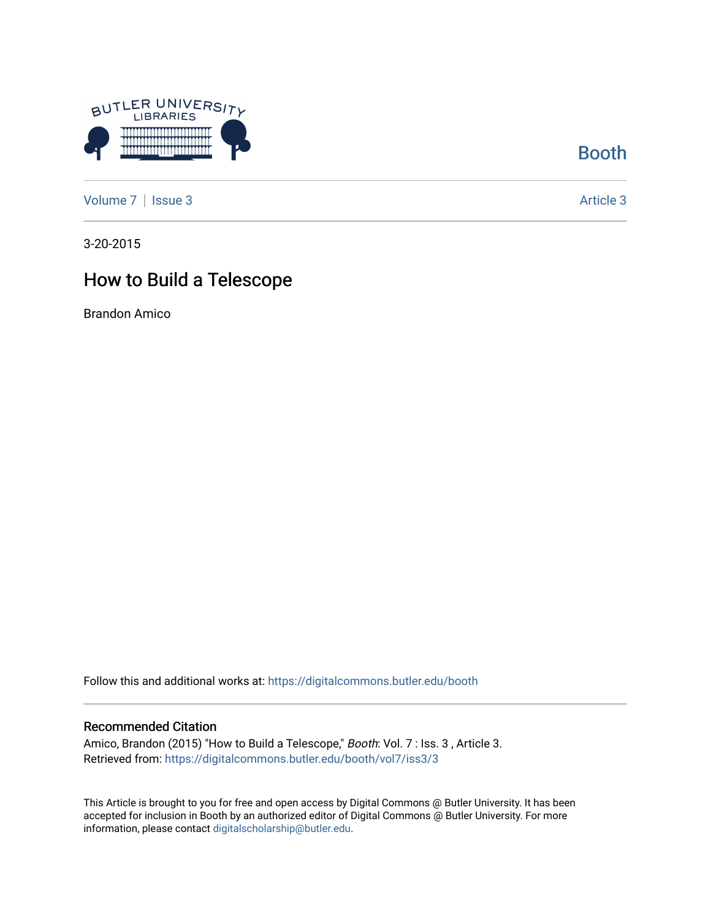Booth

Volume 7 | Issue 3 Article 3

3-20-2015

# How to Build a Telescope

Brandon Amico

Follow this and additional works at: https://digitalcommons.butler.edu/booth

## Recommended Citation

Amico, Brandon (2015) "How to Build a Telescope," *Booth*: Vol. 7 : Iss. 3 , Article 3.
Retrieved from: https://digitalcommons.butler.edu/booth/vol7/iss3/3

This Article is brought to you for free and open access by Digital Commons @ Butler University. It has been accepted for inclusion in Booth by an authorized editor of Digital Commons @ Butler University. For more information, please contact digitalscholarship@butler.edu.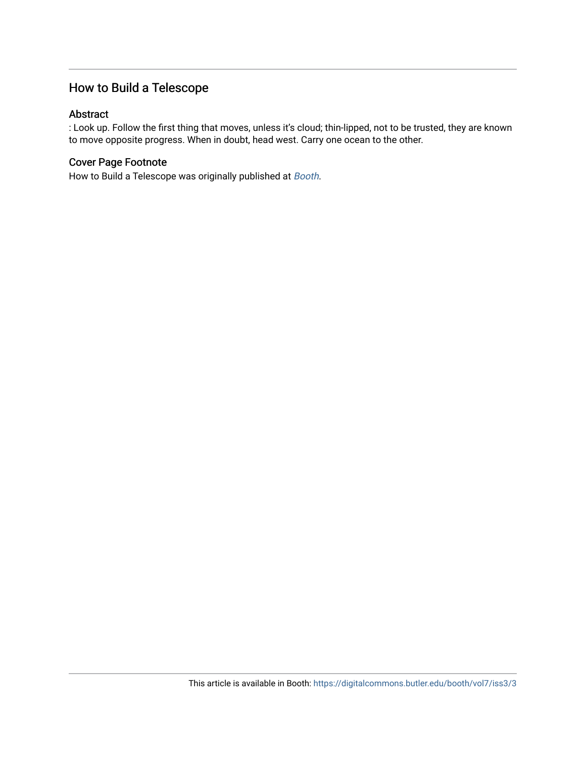## How to Build a Telescope

### Abstract

: Look up. Follow the first thing that moves, unless it's cloud; thin-lipped, not to be trusted, they are known to move opposite progress. When in doubt, head west. Carry one ocean to the other.

### Cover Page Footnote

How to Build a Telescope was originally published at *Booth*.

This article is available in Booth: https://digitalcommons.butler.edu/booth/vol7/iss3/3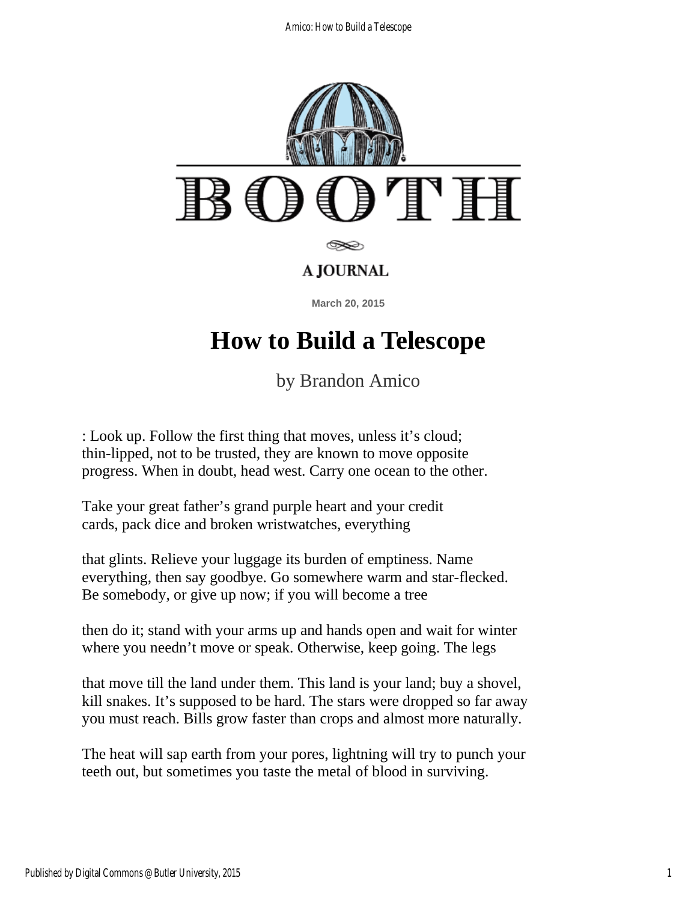BOOTH

A JOURNAL

March 20, 2015

# How to Build a Telescope

by Brandon Amico

: Look up. Follow the first thing that moves, unless it's cloud;
thin-lipped, not to be trusted, they are known to move opposite
progress. When in doubt, head west. Carry one ocean to the other.

Take your great father's grand purple heart and your credit
cards, pack dice and broken wristwatches, everything

that glints. Relieve your luggage its burden of emptiness. Name
everything, then say goodbye. Go somewhere warm and star-flecked.
Be somebody, or give up now; if you will become a tree

then do it; stand with your arms up and hands open and wait for winter
where you needn't move or speak. Otherwise, keep going. The legs

that move till the land under them. This land is your land; buy a shovel,
kill snakes. It's supposed to be hard. The stars were dropped so far away
you must reach. Bills grow faster than crops and almost more naturally.

The heat will sap earth from your pores, lightning will try to punch your
teeth out, but sometimes you taste the metal of blood in surviving.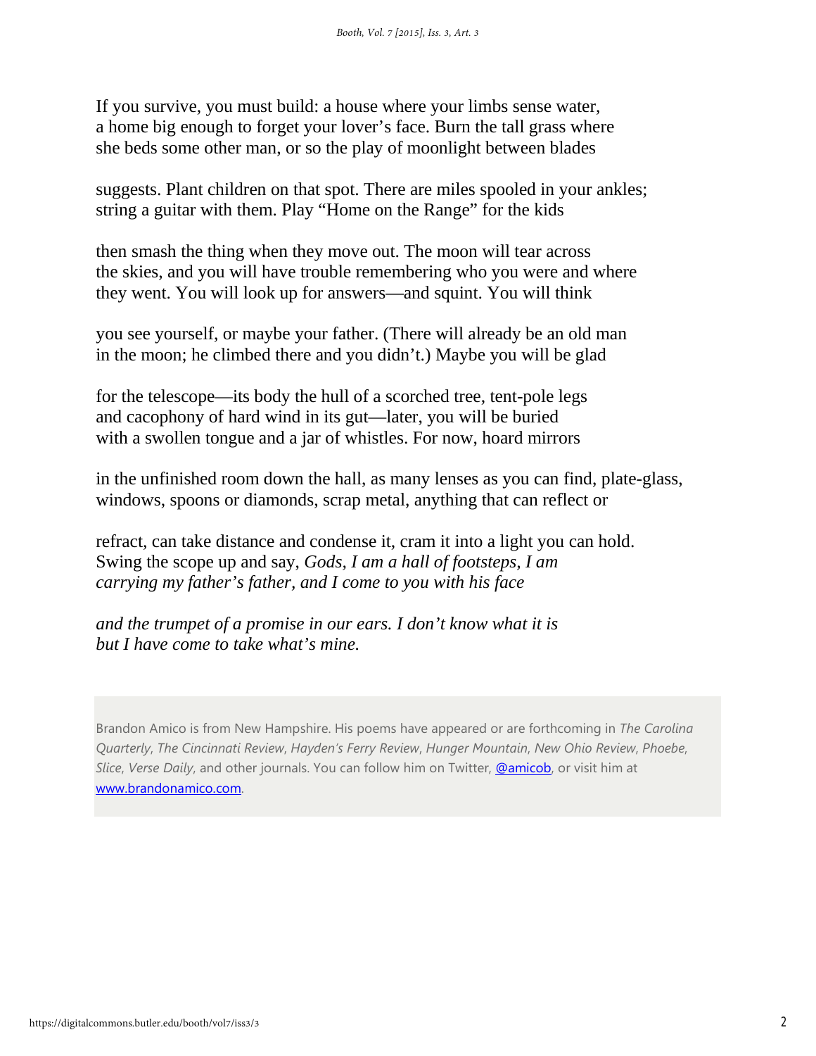If you survive, you must build: a house where your limbs sense water,  
a home big enough to forget your lover's face. Burn the tall grass where  
she beds some other man, or so the play of moonlight between blades

suggests. Plant children on that spot. There are miles spooled in your ankles;  
string a guitar with them. Play "Home on the Range" for the kids

then smash the thing when they move out. The moon will tear across  
the skies, and you will have trouble remembering who you were and where  
they went. You will look up for answers—and squint. You will think

you see yourself, or maybe your father. (There will already be an old man  
in the moon; he climbed there and you didn't.) Maybe you will be glad

for the telescope—its body the hull of a scorched tree, tent-pole legs  
and cacophony of hard wind in its gut—later, you will be buried  
with a swollen tongue and a jar of whistles. For now, hoard mirrors

in the unfinished room down the hall, as many lenses as you can find, plate-glass,  
windows, spoons or diamonds, scrap metal, anything that can reflect or

refract, can take distance and condense it, cram it into a light you can hold.  
Swing the scope up and say, *Gods, I am a hall of footsteps, I am*  
*carrying my father's father, and I come to you with his face*

*and the trumpet of a promise in our ears. I don't know what it is*  
*but I have come to take what's mine.*

Brandon Amico is from New Hampshire. His poems have appeared or are forthcoming in *The Carolina Quarterly*, *The Cincinnati Review*, *Hayden's Ferry Review*, *Hunger Mountain*, *New Ohio Review*, *Phoebe*, *Slice*, *Verse Daily*, and other journals. You can follow him on Twitter, @amicob, or visit him at www.brandonamico.com.